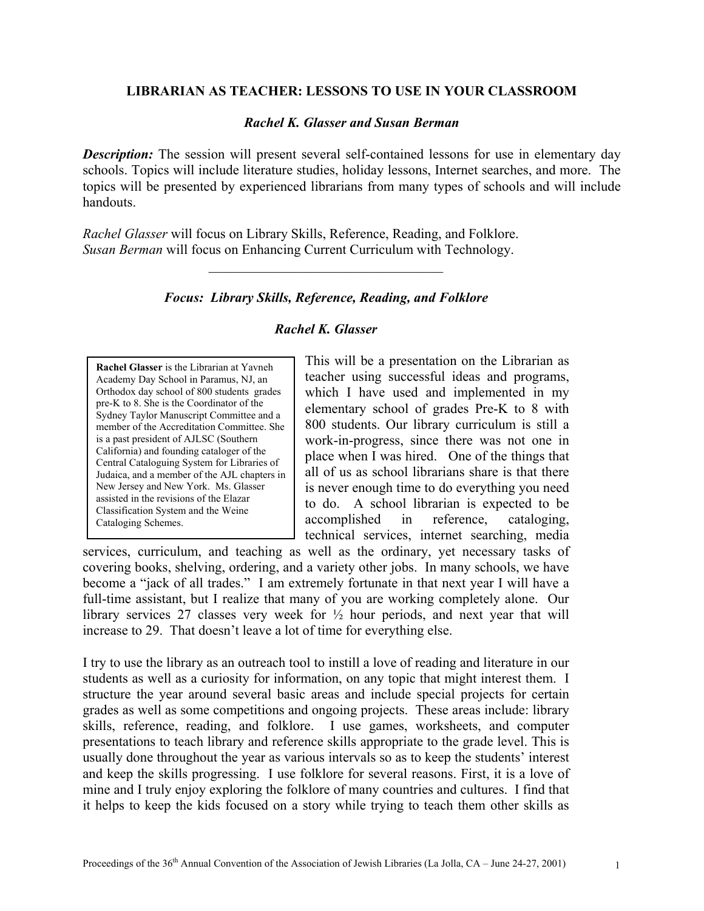# LIBRARIAN AS TEACHER: LESSONS TO USE IN YOUR CLASSROOM

***Rachel K. Glasser and Susan Berman***

***Description:*** The session will present several self-contained lessons for use in elementary day schools. Topics will include literature studies, holiday lessons, Internet searches, and more. The topics will be presented by experienced librarians from many types of schools and will include handouts.

*Rachel Glasser* will focus on Library Skills, Reference, Reading, and Folklore.
*Susan Berman* will focus on Enhancing Current Curriculum with Technology.

---

## *Focus: Library Skills, Reference, Reading, and Folklore*

***Rachel K. Glasser***

> **Rachel Glasser** is the Librarian at Yavneh Academy Day School in Paramus, NJ, an Orthodox day school of 800 students grades pre-K to 8. She is the Coordinator of the Sydney Taylor Manuscript Committee and a member of the Accreditation Committee. She is a past president of AJLSC (Southern California) and founding cataloger of the Central Cataloguing System for Libraries of Judaica, and a member of the AJL chapters in New Jersey and New York. Ms. Glasser assisted in the revisions of the Elazar Classification System and the Weine Cataloging Schemes.

This will be a presentation on the Librarian as teacher using successful ideas and programs, which I have used and implemented in my elementary school of grades Pre-K to 8 with 800 students. Our library curriculum is still a work-in-progress, since there was not one in place when I was hired. One of the things that all of us as school librarians share is that there is never enough time to do everything you need to do. A school librarian is expected to be accomplished in reference, cataloging, technical services, internet searching, media services, curriculum, and teaching as well as the ordinary, yet necessary tasks of covering books, shelving, ordering, and a variety other jobs. In many schools, we have become a "jack of all trades." I am extremely fortunate in that next year I will have a full-time assistant, but I realize that many of you are working completely alone. Our library services 27 classes very week for ½ hour periods, and next year that will increase to 29. That doesn't leave a lot of time for everything else.

I try to use the library as an outreach tool to instill a love of reading and literature in our students as well as a curiosity for information, on any topic that might interest them. I structure the year around several basic areas and include special projects for certain grades as well as some competitions and ongoing projects. These areas include: library skills, reference, reading, and folklore. I use games, worksheets, and computer presentations to teach library and reference skills appropriate to the grade level. This is usually done throughout the year as various intervals so as to keep the students' interest and keep the skills progressing. I use folklore for several reasons. First, it is a love of mine and I truly enjoy exploring the folklore of many countries and cultures. I find that it helps to keep the kids focused on a story while trying to teach them other skills as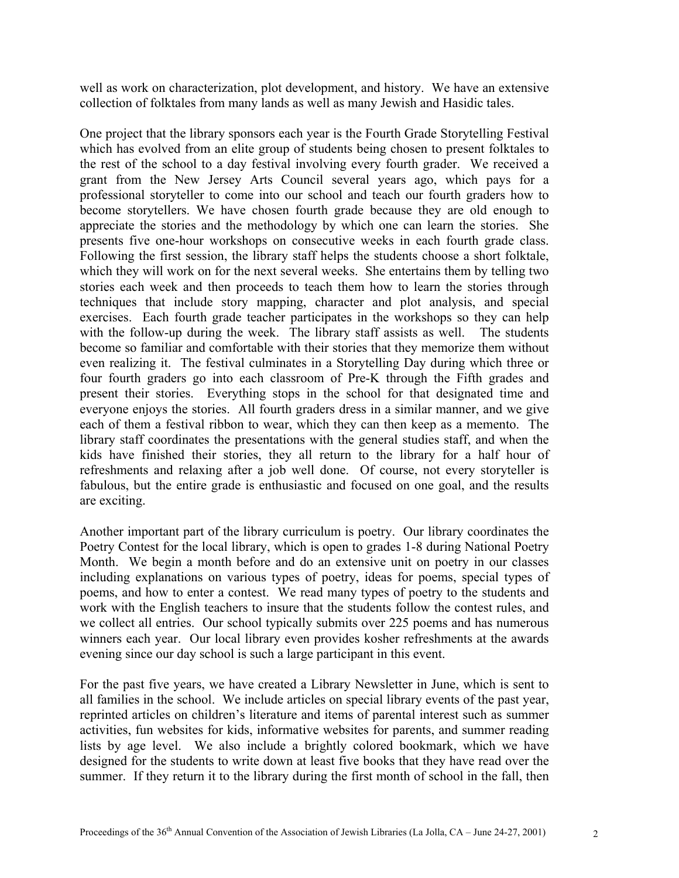well as work on characterization, plot development, and history. We have an extensive collection of folktales from many lands as well as many Jewish and Hasidic tales.

One project that the library sponsors each year is the Fourth Grade Storytelling Festival which has evolved from an elite group of students being chosen to present folktales to the rest of the school to a day festival involving every fourth grader. We received a grant from the New Jersey Arts Council several years ago, which pays for a professional storyteller to come into our school and teach our fourth graders how to become storytellers. We have chosen fourth grade because they are old enough to appreciate the stories and the methodology by which one can learn the stories. She presents five one-hour workshops on consecutive weeks in each fourth grade class. Following the first session, the library staff helps the students choose a short folktale, which they will work on for the next several weeks. She entertains them by telling two stories each week and then proceeds to teach them how to learn the stories through techniques that include story mapping, character and plot analysis, and special exercises. Each fourth grade teacher participates in the workshops so they can help with the follow-up during the week. The library staff assists as well. The students become so familiar and comfortable with their stories that they memorize them without even realizing it. The festival culminates in a Storytelling Day during which three or four fourth graders go into each classroom of Pre-K through the Fifth grades and present their stories. Everything stops in the school for that designated time and everyone enjoys the stories. All fourth graders dress in a similar manner, and we give each of them a festival ribbon to wear, which they can then keep as a memento. The library staff coordinates the presentations with the general studies staff, and when the kids have finished their stories, they all return to the library for a half hour of refreshments and relaxing after a job well done. Of course, not every storyteller is fabulous, but the entire grade is enthusiastic and focused on one goal, and the results are exciting.

Another important part of the library curriculum is poetry. Our library coordinates the Poetry Contest for the local library, which is open to grades 1-8 during National Poetry Month. We begin a month before and do an extensive unit on poetry in our classes including explanations on various types of poetry, ideas for poems, special types of poems, and how to enter a contest. We read many types of poetry to the students and work with the English teachers to insure that the students follow the contest rules, and we collect all entries. Our school typically submits over 225 poems and has numerous winners each year. Our local library even provides kosher refreshments at the awards evening since our day school is such a large participant in this event.

For the past five years, we have created a Library Newsletter in June, which is sent to all families in the school. We include articles on special library events of the past year, reprinted articles on children's literature and items of parental interest such as summer activities, fun websites for kids, informative websites for parents, and summer reading lists by age level. We also include a brightly colored bookmark, which we have designed for the students to write down at least five books that they have read over the summer. If they return it to the library during the first month of school in the fall, then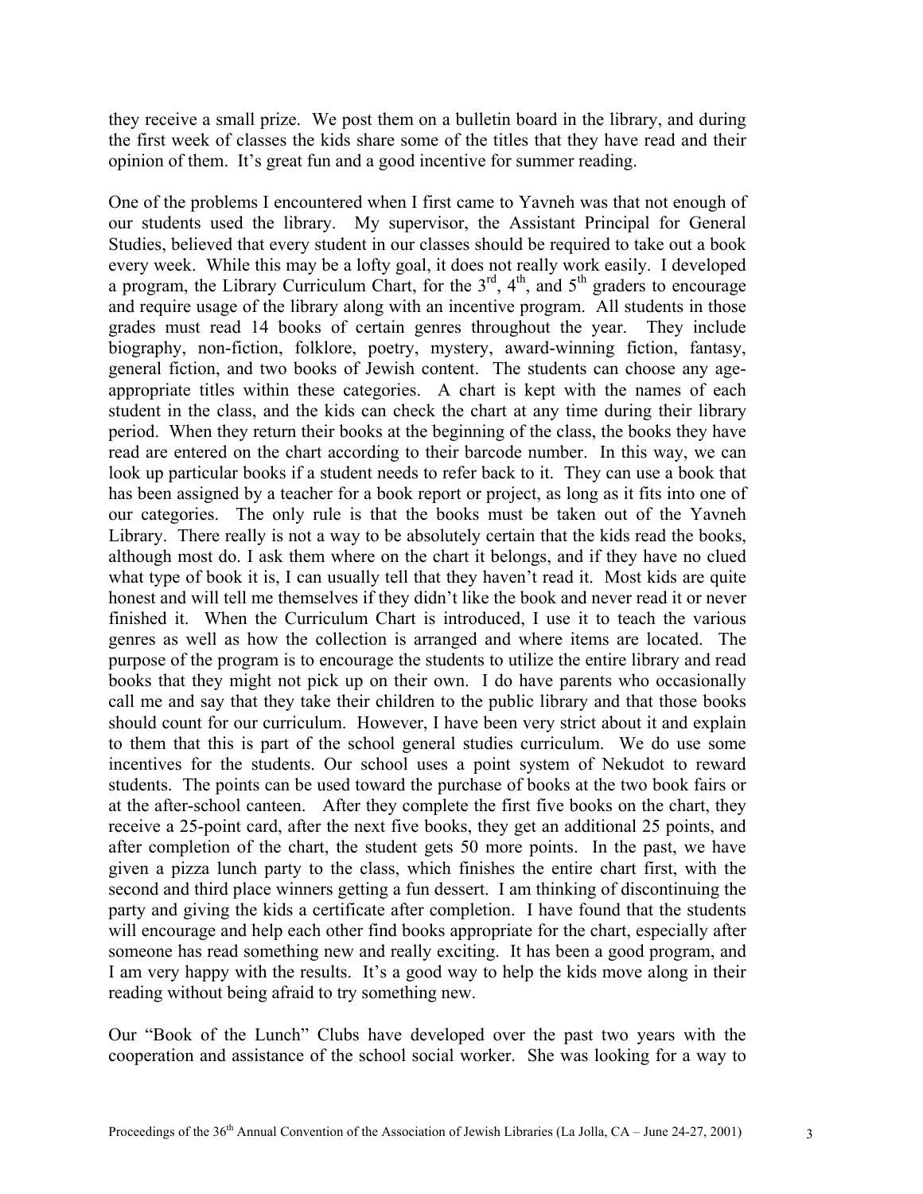they receive a small prize. We post them on a bulletin board in the library, and during the first week of classes the kids share some of the titles that they have read and their opinion of them. It's great fun and a good incentive for summer reading.

One of the problems I encountered when I first came to Yavneh was that not enough of our students used the library. My supervisor, the Assistant Principal for General Studies, believed that every student in our classes should be required to take out a book every week. While this may be a lofty goal, it does not really work easily. I developed a program, the Library Curriculum Chart, for the 3rd, 4th, and 5th graders to encourage and require usage of the library along with an incentive program. All students in those grades must read 14 books of certain genres throughout the year. They include biography, non-fiction, folklore, poetry, mystery, award-winning fiction, fantasy, general fiction, and two books of Jewish content. The students can choose any age-appropriate titles within these categories. A chart is kept with the names of each student in the class, and the kids can check the chart at any time during their library period. When they return their books at the beginning of the class, the books they have read are entered on the chart according to their barcode number. In this way, we can look up particular books if a student needs to refer back to it. They can use a book that has been assigned by a teacher for a book report or project, as long as it fits into one of our categories. The only rule is that the books must be taken out of the Yavneh Library. There really is not a way to be absolutely certain that the kids read the books, although most do. I ask them where on the chart it belongs, and if they have no clued what type of book it is, I can usually tell that they haven't read it. Most kids are quite honest and will tell me themselves if they didn't like the book and never read it or never finished it. When the Curriculum Chart is introduced, I use it to teach the various genres as well as how the collection is arranged and where items are located. The purpose of the program is to encourage the students to utilize the entire library and read books that they might not pick up on their own. I do have parents who occasionally call me and say that they take their children to the public library and that those books should count for our curriculum. However, I have been very strict about it and explain to them that this is part of the school general studies curriculum. We do use some incentives for the students. Our school uses a point system of Nekudot to reward students. The points can be used toward the purchase of books at the two book fairs or at the after-school canteen. After they complete the first five books on the chart, they receive a 25-point card, after the next five books, they get an additional 25 points, and after completion of the chart, the student gets 50 more points. In the past, we have given a pizza lunch party to the class, which finishes the entire chart first, with the second and third place winners getting a fun dessert. I am thinking of discontinuing the party and giving the kids a certificate after completion. I have found that the students will encourage and help each other find books appropriate for the chart, especially after someone has read something new and really exciting. It has been a good program, and I am very happy with the results. It's a good way to help the kids move along in their reading without being afraid to try something new.

Our "Book of the Lunch" Clubs have developed over the past two years with the cooperation and assistance of the school social worker. She was looking for a way to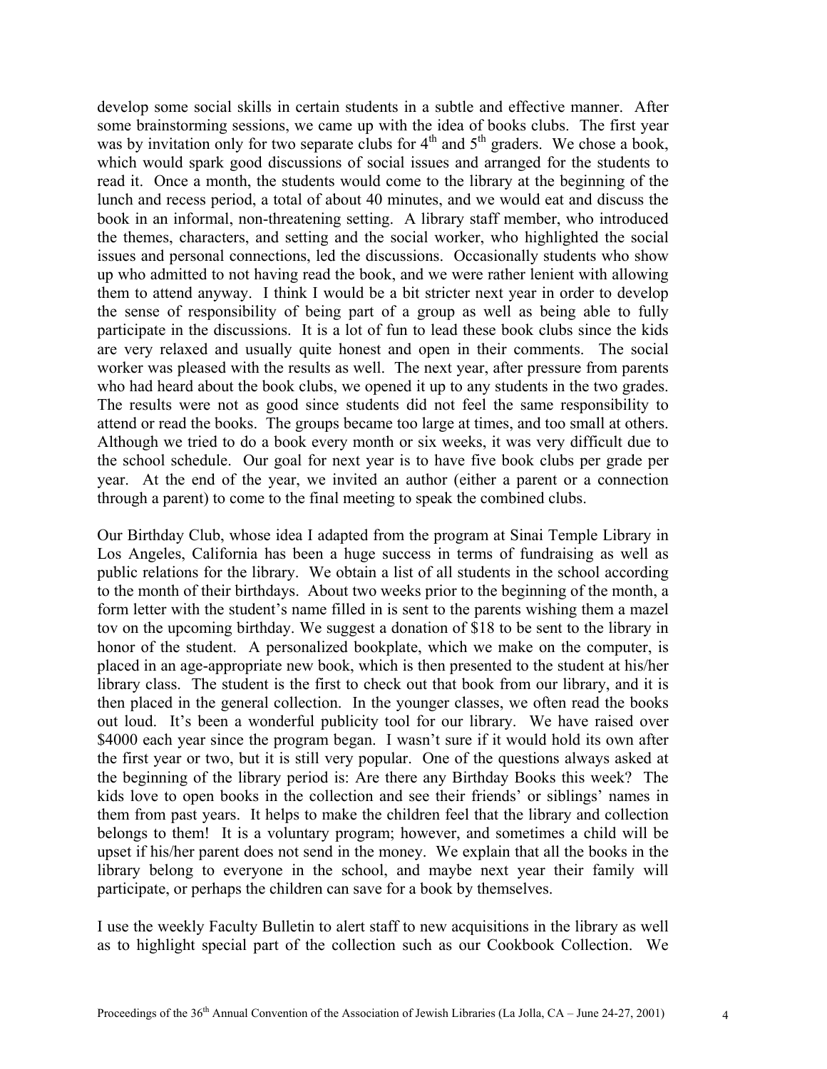develop some social skills in certain students in a subtle and effective manner. After some brainstorming sessions, we came up with the idea of books clubs. The first year was by invitation only for two separate clubs for 4th and 5th graders. We chose a book, which would spark good discussions of social issues and arranged for the students to read it. Once a month, the students would come to the library at the beginning of the lunch and recess period, a total of about 40 minutes, and we would eat and discuss the book in an informal, non-threatening setting. A library staff member, who introduced the themes, characters, and setting and the social worker, who highlighted the social issues and personal connections, led the discussions. Occasionally students who show up who admitted to not having read the book, and we were rather lenient with allowing them to attend anyway. I think I would be a bit stricter next year in order to develop the sense of responsibility of being part of a group as well as being able to fully participate in the discussions. It is a lot of fun to lead these book clubs since the kids are very relaxed and usually quite honest and open in their comments. The social worker was pleased with the results as well. The next year, after pressure from parents who had heard about the book clubs, we opened it up to any students in the two grades. The results were not as good since students did not feel the same responsibility to attend or read the books. The groups became too large at times, and too small at others. Although we tried to do a book every month or six weeks, it was very difficult due to the school schedule. Our goal for next year is to have five book clubs per grade per year. At the end of the year, we invited an author (either a parent or a connection through a parent) to come to the final meeting to speak the combined clubs.

Our Birthday Club, whose idea I adapted from the program at Sinai Temple Library in Los Angeles, California has been a huge success in terms of fundraising as well as public relations for the library. We obtain a list of all students in the school according to the month of their birthdays. About two weeks prior to the beginning of the month, a form letter with the student's name filled in is sent to the parents wishing them a mazel tov on the upcoming birthday. We suggest a donation of $18 to be sent to the library in honor of the student. A personalized bookplate, which we make on the computer, is placed in an age-appropriate new book, which is then presented to the student at his/her library class. The student is the first to check out that book from our library, and it is then placed in the general collection. In the younger classes, we often read the books out loud. It's been a wonderful publicity tool for our library. We have raised over $4000 each year since the program began. I wasn't sure if it would hold its own after the first year or two, but it is still very popular. One of the questions always asked at the beginning of the library period is: Are there any Birthday Books this week? The kids love to open books in the collection and see their friends' or siblings' names in them from past years. It helps to make the children feel that the library and collection belongs to them! It is a voluntary program; however, and sometimes a child will be upset if his/her parent does not send in the money. We explain that all the books in the library belong to everyone in the school, and maybe next year their family will participate, or perhaps the children can save for a book by themselves.

I use the weekly Faculty Bulletin to alert staff to new acquisitions in the library as well as to highlight special part of the collection such as our Cookbook Collection. We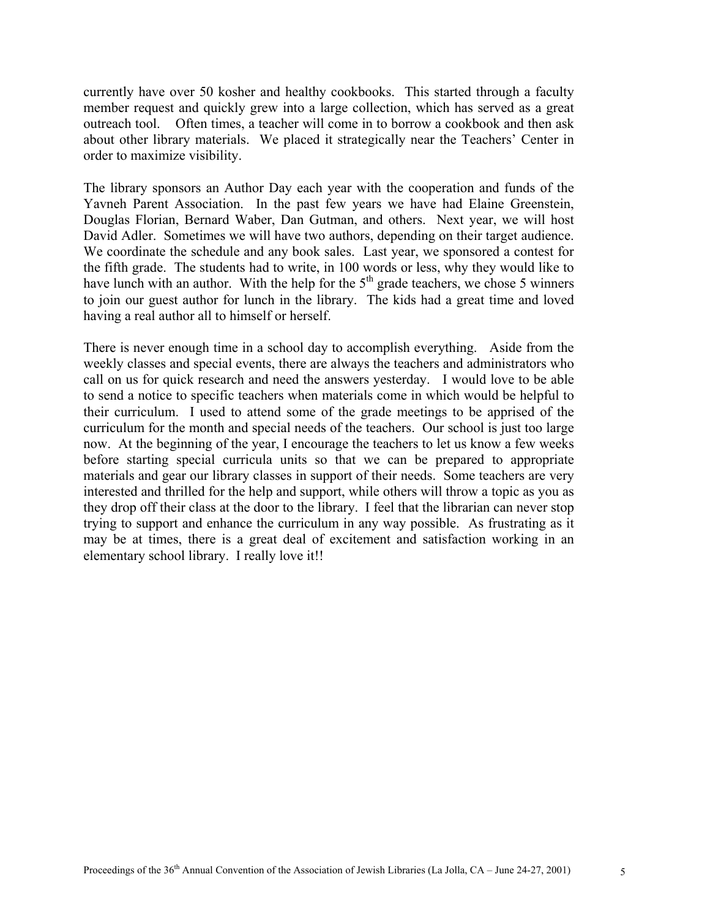currently have over 50 kosher and healthy cookbooks. This started through a faculty member request and quickly grew into a large collection, which has served as a great outreach tool. Often times, a teacher will come in to borrow a cookbook and then ask about other library materials. We placed it strategically near the Teachers' Center in order to maximize visibility.

The library sponsors an Author Day each year with the cooperation and funds of the Yavneh Parent Association. In the past few years we have had Elaine Greenstein, Douglas Florian, Bernard Waber, Dan Gutman, and others. Next year, we will host David Adler. Sometimes we will have two authors, depending on their target audience. We coordinate the schedule and any book sales. Last year, we sponsored a contest for the fifth grade. The students had to write, in 100 words or less, why they would like to have lunch with an author. With the help for the 5th grade teachers, we chose 5 winners to join our guest author for lunch in the library. The kids had a great time and loved having a real author all to himself or herself.

There is never enough time in a school day to accomplish everything. Aside from the weekly classes and special events, there are always the teachers and administrators who call on us for quick research and need the answers yesterday. I would love to be able to send a notice to specific teachers when materials come in which would be helpful to their curriculum. I used to attend some of the grade meetings to be apprised of the curriculum for the month and special needs of the teachers. Our school is just too large now. At the beginning of the year, I encourage the teachers to let us know a few weeks before starting special curricula units so that we can be prepared to appropriate materials and gear our library classes in support of their needs. Some teachers are very interested and thrilled for the help and support, while others will throw a topic as you as they drop off their class at the door to the library. I feel that the librarian can never stop trying to support and enhance the curriculum in any way possible. As frustrating as it may be at times, there is a great deal of excitement and satisfaction working in an elementary school library. I really love it!!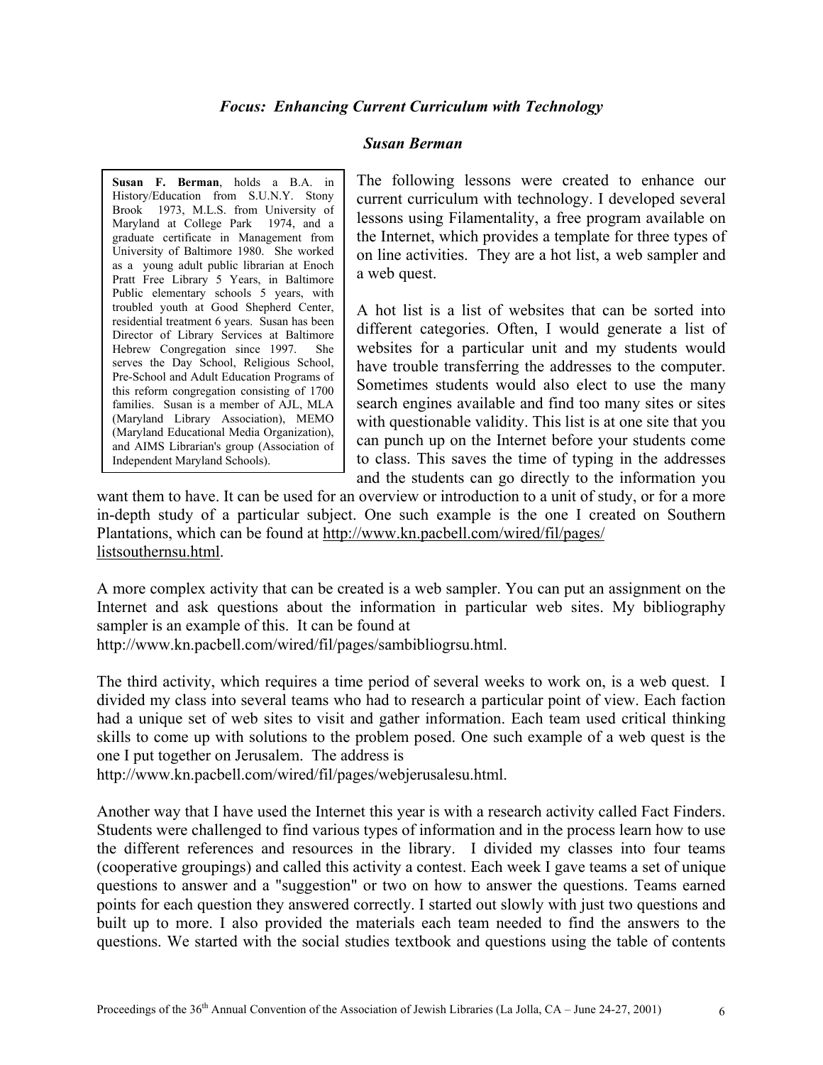### *Focus: Enhancing Current Curriculum with Technology*

***Susan Berman***

**Susan F. Berman**, holds a B.A. in History/Education from S.U.N.Y. Stony Brook 1973, M.L.S. from University of Maryland at College Park 1974, and a graduate certificate in Management from University of Baltimore 1980. She worked as a young adult public librarian at Enoch Pratt Free Library 5 Years, in Baltimore Public elementary schools 5 years, with troubled youth at Good Shepherd Center, residential treatment 6 years. Susan has been Director of Library Services at Baltimore Hebrew Congregation since 1997. She serves the Day School, Religious School, Pre-School and Adult Education Programs of this reform congregation consisting of 1700 families. Susan is a member of AJL, MLA (Maryland Library Association), MEMO (Maryland Educational Media Organization), and AIMS Librarian's group (Association of Independent Maryland Schools).

The following lessons were created to enhance our current curriculum with technology. I developed several lessons using Filamentality, a free program available on the Internet, which provides a template for three types of on line activities. They are a hot list, a web sampler and a web quest.

A hot list is a list of websites that can be sorted into different categories. Often, I would generate a list of websites for a particular unit and my students would have trouble transferring the addresses to the computer. Sometimes students would also elect to use the many search engines available and find too many sites or sites with questionable validity. This list is at one site that you can punch up on the Internet before your students come to class. This saves the time of typing in the addresses and the students can go directly to the information you want them to have. It can be used for an overview or introduction to a unit of study, or for a more in-depth study of a particular subject. One such example is the one I created on Southern Plantations, which can be found at http://www.kn.pacbell.com/wired/fil/pages/listsouthernsu.html.

A more complex activity that can be created is a web sampler. You can put an assignment on the Internet and ask questions about the information in particular web sites. My bibliography sampler is an example of this. It can be found at http://www.kn.pacbell.com/wired/fil/pages/sambibliogrsu.html.

The third activity, which requires a time period of several weeks to work on, is a web quest. I divided my class into several teams who had to research a particular point of view. Each faction had a unique set of web sites to visit and gather information. Each team used critical thinking skills to come up with solutions to the problem posed. One such example of a web quest is the one I put together on Jerusalem. The address is http://www.kn.pacbell.com/wired/fil/pages/webjerusalesu.html.

Another way that I have used the Internet this year is with a research activity called Fact Finders. Students were challenged to find various types of information and in the process learn how to use the different references and resources in the library. I divided my classes into four teams (cooperative groupings) and called this activity a contest. Each week I gave teams a set of unique questions to answer and a "suggestion" or two on how to answer the questions. Teams earned points for each question they answered correctly. I started out slowly with just two questions and built up to more. I also provided the materials each team needed to find the answers to the questions. We started with the social studies textbook and questions using the table of contents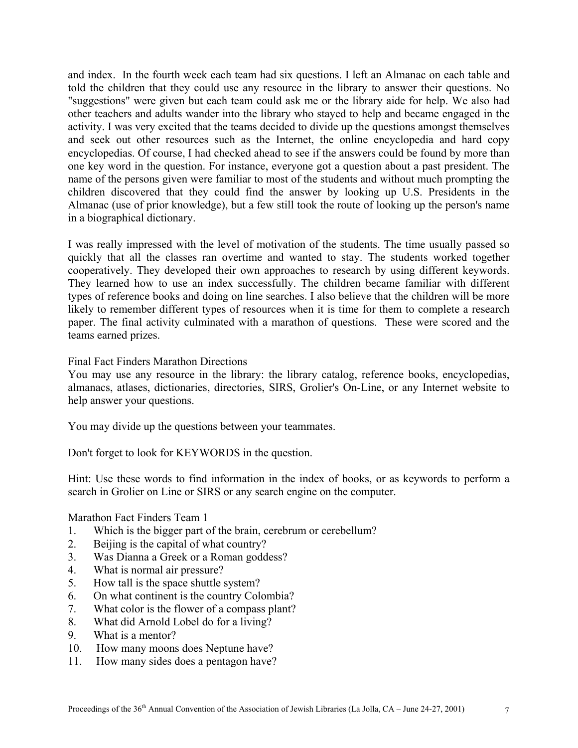and index. In the fourth week each team had six questions. I left an Almanac on each table and told the children that they could use any resource in the library to answer their questions. No "suggestions" were given but each team could ask me or the library aide for help. We also had other teachers and adults wander into the library who stayed to help and became engaged in the activity. I was very excited that the teams decided to divide up the questions amongst themselves and seek out other resources such as the Internet, the online encyclopedia and hard copy encyclopedias. Of course, I had checked ahead to see if the answers could be found by more than one key word in the question. For instance, everyone got a question about a past president. The name of the persons given were familiar to most of the students and without much prompting the children discovered that they could find the answer by looking up U.S. Presidents in the Almanac (use of prior knowledge), but a few still took the route of looking up the person's name in a biographical dictionary.

I was really impressed with the level of motivation of the students. The time usually passed so quickly that all the classes ran overtime and wanted to stay. The students worked together cooperatively. They developed their own approaches to research by using different keywords. They learned how to use an index successfully. The children became familiar with different types of reference books and doing on line searches. I also believe that the children will be more likely to remember different types of resources when it is time for them to complete a research paper. The final activity culminated with a marathon of questions. These were scored and the teams earned prizes.

Final Fact Finders Marathon Directions

You may use any resource in the library: the library catalog, reference books, encyclopedias, almanacs, atlases, dictionaries, directories, SIRS, Grolier's On-Line, or any Internet website to help answer your questions.

You may divide up the questions between your teammates.

Don't forget to look for KEYWORDS in the question.

Hint: Use these words to find information in the index of books, or as keywords to perform a search in Grolier on Line or SIRS or any search engine on the computer.

Marathon Fact Finders Team 1

1. Which is the bigger part of the brain, cerebrum or cerebellum?
2. Beijing is the capital of what country?
3. Was Dianna a Greek or a Roman goddess?
4. What is normal air pressure?
5. How tall is the space shuttle system?
6. On what continent is the country Colombia?
7. What color is the flower of a compass plant?
8. What did Arnold Lobel do for a living?
9. What is a mentor?
10. How many moons does Neptune have?
11. How many sides does a pentagon have?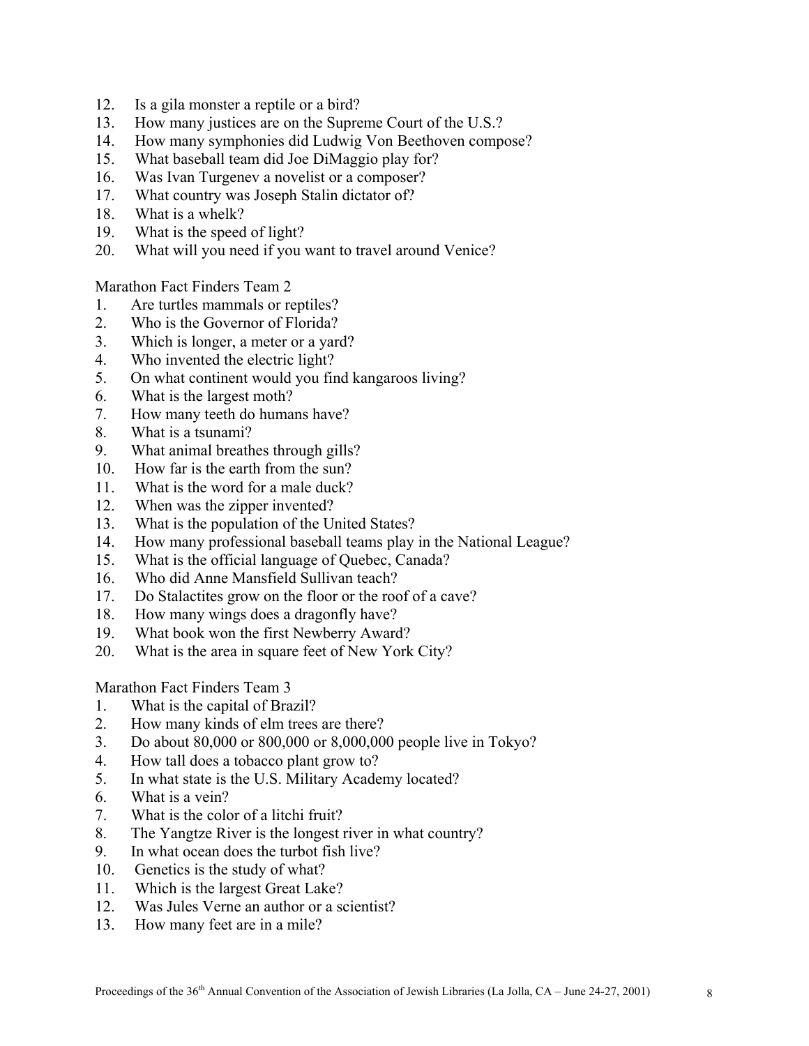12. Is a gila monster a reptile or a bird?
13. How many justices are on the Supreme Court of the U.S.?
14. How many symphonies did Ludwig Von Beethoven compose?
15. What baseball team did Joe DiMaggio play for?
16. Was Ivan Turgenev a novelist or a composer?
17. What country was Joseph Stalin dictator of?
18. What is a whelk?
19. What is the speed of light?
20. What will you need if you want to travel around Venice?

Marathon Fact Finders Team 2

1. Are turtles mammals or reptiles?
2. Who is the Governor of Florida?
3. Which is longer, a meter or a yard?
4. Who invented the electric light?
5. On what continent would you find kangaroos living?
6. What is the largest moth?
7. How many teeth do humans have?
8. What is a tsunami?
9. What animal breathes through gills?
10. How far is the earth from the sun?
11. What is the word for a male duck?
12. When was the zipper invented?
13. What is the population of the United States?
14. How many professional baseball teams play in the National League?
15. What is the official language of Quebec, Canada?
16. Who did Anne Mansfield Sullivan teach?
17. Do Stalactites grow on the floor or the roof of a cave?
18. How many wings does a dragonfly have?
19. What book won the first Newberry Award?
20. What is the area in square feet of New York City?

Marathon Fact Finders Team 3

1. What is the capital of Brazil?
2. How many kinds of elm trees are there?
3. Do about 80,000 or 800,000 or 8,000,000 people live in Tokyo?
4. How tall does a tobacco plant grow to?
5. In what state is the U.S. Military Academy located?
6. What is a vein?
7. What is the color of a litchi fruit?
8. The Yangtze River is the longest river in what country?
9. In what ocean does the turbot fish live?
10. Genetics is the study of what?
11. Which is the largest Great Lake?
12. Was Jules Verne an author or a scientist?
13. How many feet are in a mile?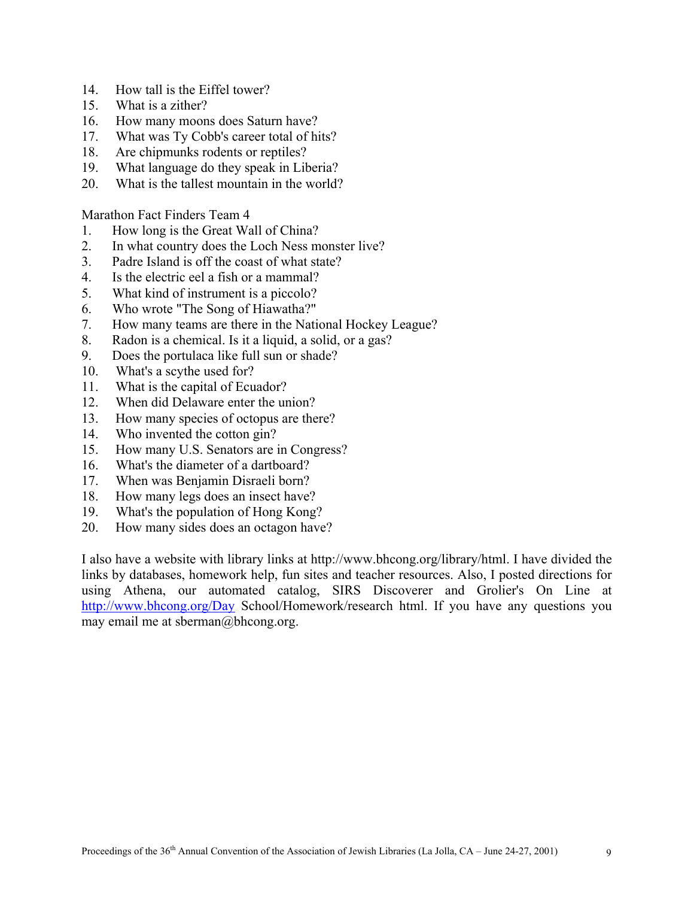14. How tall is the Eiffel tower?
15. What is a zither?
16. How many moons does Saturn have?
17. What was Ty Cobb's career total of hits?
18. Are chipmunks rodents or reptiles?
19. What language do they speak in Liberia?
20. What is the tallest mountain in the world?

Marathon Fact Finders Team 4

1. How long is the Great Wall of China?
2. In what country does the Loch Ness monster live?
3. Padre Island is off the coast of what state?
4. Is the electric eel a fish or a mammal?
5. What kind of instrument is a piccolo?
6. Who wrote "The Song of Hiawatha?"
7. How many teams are there in the National Hockey League?
8. Radon is a chemical. Is it a liquid, a solid, or a gas?
9. Does the portulaca like full sun or shade?
10. What's a scythe used for?
11. What is the capital of Ecuador?
12. When did Delaware enter the union?
13. How many species of octopus are there?
14. Who invented the cotton gin?
15. How many U.S. Senators are in Congress?
16. What's the diameter of a dartboard?
17. When was Benjamin Disraeli born?
18. How many legs does an insect have?
19. What's the population of Hong Kong?
20. How many sides does an octagon have?

I also have a website with library links at http://www.bhcong.org/library/html. I have divided the links by databases, homework help, fun sites and teacher resources. Also, I posted directions for using Athena, our automated catalog, SIRS Discoverer and Grolier's On Line at http://www.bhcong.org/Day School/Homework/research html. If you have any questions you may email me at sberman@bhcong.org.